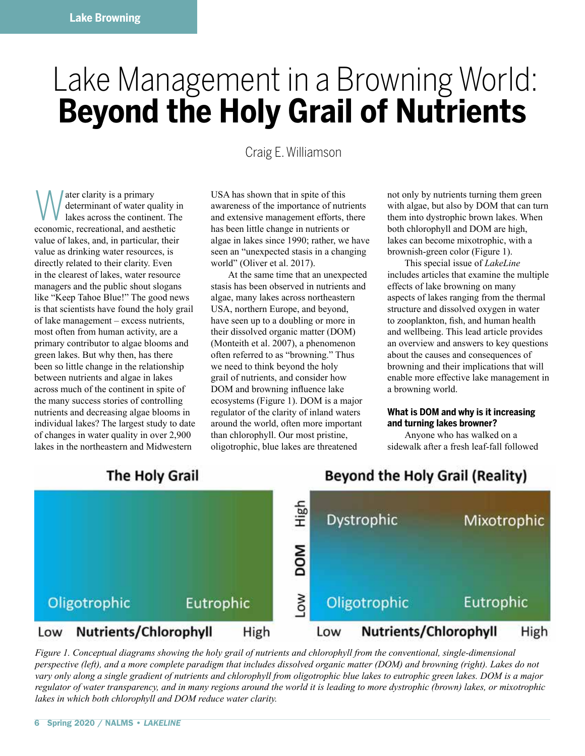# Lake Management in a Browning World: **Beyond the Holy Grail of Nutrients**

Craig E. Williamson

Water clarity is a primary determinant of water quality in lakes across the continent. The economic, recreational, and aesthetic value of lakes, and, in particular, their value as drinking water resources, is directly related to their clarity. Even in the clearest of lakes, water resource managers and the public shout slogans like "Keep Tahoe Blue!" The good news is that scientists have found the holy grail of lake management – excess nutrients, most often from human activity, are a primary contributor to algae blooms and green lakes. But why then, has there been so little change in the relationship between nutrients and algae in lakes across much of the continent in spite of the many success stories of controlling nutrients and decreasing algae blooms in individual lakes? The largest study to date of changes in water quality in over 2,900 lakes in the northeastern and Midwestern USA has shown that in spite of this awareness of the importance of nutrients and extensive management efforts, there has been little change in nutrients or algae in lakes since 1990; rather, we have seen an "unexpected stasis in a changing world" (Oliver et al. 2017).

At the same time that an unexpected stasis has been observed in nutrients and algae, many lakes across northeastern USA, northern Europe, and beyond, have seen up to a doubling or more in their dissolved organic matter (DOM) (Monteith et al. 2007), a phenomenon often referred to as "browning." Thus we need to think beyond the holy grail of nutrients, and consider how DOM and browning influence lake ecosystems (Figure 1). DOM is a major regulator of the clarity of inland waters around the world, often more important than chlorophyll. Our most pristine, oligotrophic, blue lakes are threatened not only by nutrients turning them green with algae, but also by DOM that can turn them into dystrophic brown lakes. When both chlorophyll and DOM are high, lakes can become mixotrophic, with a brownish-green color (Figure 1).

This special issue of *LakeLine* includes articles that examine the multiple effects of lake browning on many aspects of lakes ranging from the thermal structure and dissolved oxygen in water to zooplankton, fish, and human health and wellbeing. This lead article provides an overview and answers to key questions about the causes and consequences of browning and their implications that will enable more effective lake management in a browning world.

### What is DOM and why is it increasing and turning lakes browner?

Anyone who has walked on a sidewalk after a fresh leaf-fall followed

*Figure 1. Conceptual diagrams showing the holy grail of nutrients and chlorophyll from the conventional, single-dimensional perspective (left), and a more complete paradigm that includes dissolved organic matter (DOM) and browning (right). Lakes do not vary only along a single gradient of nutrients and chlorophyll from oligotrophic blue lakes to eutrophic green lakes. DOM is a major regulator of water transparency, and in many regions around the world it is leading to more dystrophic (brown) lakes, or mixotrophic lakes in which both chlorophyll and DOM reduce water clarity.*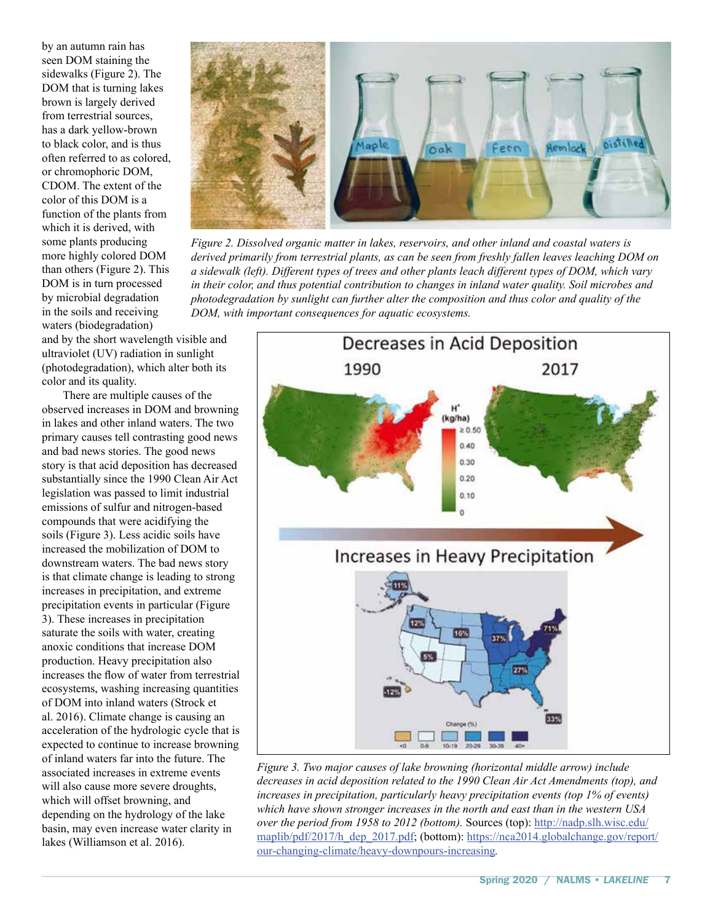by an autumn rain has seen DOM staining the sidewalks (Figure 2). The DOM that is turning lakes brown is largely derived from terrestrial sources, has a dark yellow-brown to black color, and is thus often referred to as colored, or chromophoric DOM, CDOM. The extent of the color of this DOM is a function of the plants from which it is derived, with some plants producing more highly colored DOM than others (Figure 2). This DOM is in turn processed by microbial degradation in the soils and receiving waters (biodegradation) and by the short wavelength visible and ultraviolet (UV) radiation in sunlight (photodegradation), which alter both its color and its quality.

*Figure 2. Dissolved organic matter in lakes, reservoirs, and other inland and coastal waters is derived primarily from terrestrial plants, as can be seen from freshly fallen leaves leaching DOM on a sidewalk (left). Different types of trees and other plants leach different types of DOM, which vary in their color, and thus potential contribution to changes in inland water quality. Soil microbes and photodegradation by sunlight can further alter the composition and thus color and quality of the DOM, with important consequences for aquatic ecosystems.*

There are multiple causes of the observed increases in DOM and browning in lakes and other inland waters. The two primary causes tell contrasting good news and bad news stories. The good news story is that acid deposition has decreased substantially since the 1990 Clean Air Act legislation was passed to limit industrial emissions of sulfur and nitrogen-based compounds that were acidifying the soils (Figure 3). Less acidic soils have increased the mobilization of DOM to downstream waters. The bad news story is that climate change is leading to strong increases in precipitation, and extreme precipitation events in particular (Figure 3). These increases in precipitation saturate the soils with water, creating anoxic conditions that increase DOM production. Heavy precipitation also increases the flow of water from terrestrial ecosystems, washing increasing quantities of DOM into inland waters (Strock et al. 2016). Climate change is causing an acceleration of the hydrologic cycle that is expected to continue to increase browning of inland waters far into the future. The associated increases in extreme events will also cause more severe droughts, which will offset browning, and depending on the hydrology of the lake basin, may even increase water clarity in lakes (Williamson et al. 2016).

*Figure 3. Two major causes of lake browning (horizontal middle arrow) include decreases in acid deposition related to the 1990 Clean Air Act Amendments (top), and increases in precipitation, particularly heavy precipitation events (top 1% of events) which have shown stronger increases in the north and east than in the western USA over the period from 1958 to 2012 (bottom).* Sources (top): http://nadp.slh.wisc.edu/maplib/pdf/2017/h_dep_2017.pdf; (bottom): https://nca2014.globalchange.gov/report/our-changing-climate/heavy-downpours-increasing.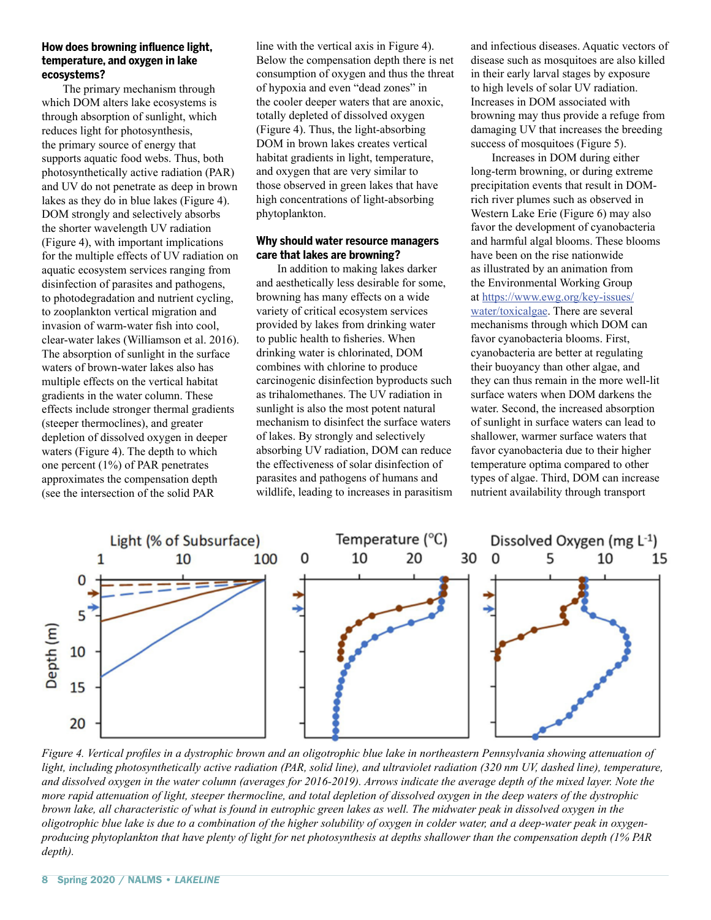### How does browning influence light, temperature, and oxygen in lake ecosystems?

The primary mechanism through which DOM alters lake ecosystems is through absorption of sunlight, which reduces light for photosynthesis, the primary source of energy that supports aquatic food webs. Thus, both photosynthetically active radiation (PAR) and UV do not penetrate as deep in brown lakes as they do in blue lakes (Figure 4). DOM strongly and selectively absorbs the shorter wavelength UV radiation (Figure 4), with important implications for the multiple effects of UV radiation on aquatic ecosystem services ranging from disinfection of parasites and pathogens, to photodegradation and nutrient cycling, to zooplankton vertical migration and invasion of warm-water fish into cool, clear-water lakes (Williamson et al. 2016). The absorption of sunlight in the surface waters of brown-water lakes also has multiple effects on the vertical habitat gradients in the water column. These effects include stronger thermal gradients (steeper thermoclines), and greater depletion of dissolved oxygen in deeper waters (Figure 4). The depth to which one percent (1%) of PAR penetrates approximates the compensation depth (see the intersection of the solid PAR line with the vertical axis in Figure 4). Below the compensation depth there is net consumption of oxygen and thus the threat of hypoxia and even "dead zones" in the cooler deeper waters that are anoxic, totally depleted of dissolved oxygen (Figure 4). Thus, the light-absorbing DOM in brown lakes creates vertical habitat gradients in light, temperature, and oxygen that are very similar to those observed in green lakes that have high concentrations of light-absorbing phytoplankton.

### Why should water resource managers care that lakes are browning?

In addition to making lakes darker and aesthetically less desirable for some, browning has many effects on a wide variety of critical ecosystem services provided by lakes from drinking water to public health to fisheries. When drinking water is chlorinated, DOM combines with chlorine to produce carcinogenic disinfection byproducts such as trihalomethanes. The UV radiation in sunlight is also the most potent natural mechanism to disinfect the surface waters of lakes. By strongly and selectively absorbing UV radiation, DOM can reduce the effectiveness of solar disinfection of parasites and pathogens of humans and wildlife, leading to increases in parasitism and infectious diseases. Aquatic vectors of disease such as mosquitoes are also killed in their early larval stages by exposure to high levels of solar UV radiation. Increases in DOM associated with browning may thus provide a refuge from damaging UV that increases the breeding success of mosquitoes (Figure 5).

Increases in DOM during either long-term browning, or during extreme precipitation events that result in DOM-rich river plumes such as observed in Western Lake Erie (Figure 6) may also favor the development of cyanobacteria and harmful algal blooms. These blooms have been on the rise nationwide as illustrated by an animation from the Environmental Working Group at https://www.ewg.org/key-issues/water/toxicalgae. There are several mechanisms through which DOM can favor cyanobacteria blooms. First, cyanobacteria are better at regulating their buoyancy than other algae, and they can thus remain in the more well-lit surface waters when DOM darkens the water. Second, the increased absorption of sunlight in surface waters can lead to shallower, warmer surface waters that favor cyanobacteria due to their higher temperature optima compared to other types of algae. Third, DOM can increase nutrient availability through transport

*Figure 4. Vertical profiles in a dystrophic brown and an oligotrophic blue lake in northeastern Pennsylvania showing attenuation of light, including photosynthetically active radiation (PAR, solid line), and ultraviolet radiation (320 nm UV, dashed line), temperature, and dissolved oxygen in the water column (averages for 2016-2019). Arrows indicate the average depth of the mixed layer. Note the more rapid attenuation of light, steeper thermocline, and total depletion of dissolved oxygen in the deep waters of the dystrophic brown lake, all characteristic of what is found in eutrophic green lakes as well. The midwater peak in dissolved oxygen in the oligotrophic blue lake is due to a combination of the higher solubility of oxygen in colder water, and a deep-water peak in oxygen-producing phytoplankton that have plenty of light for net photosynthesis at depths shallower than the compensation depth (1% PAR depth).*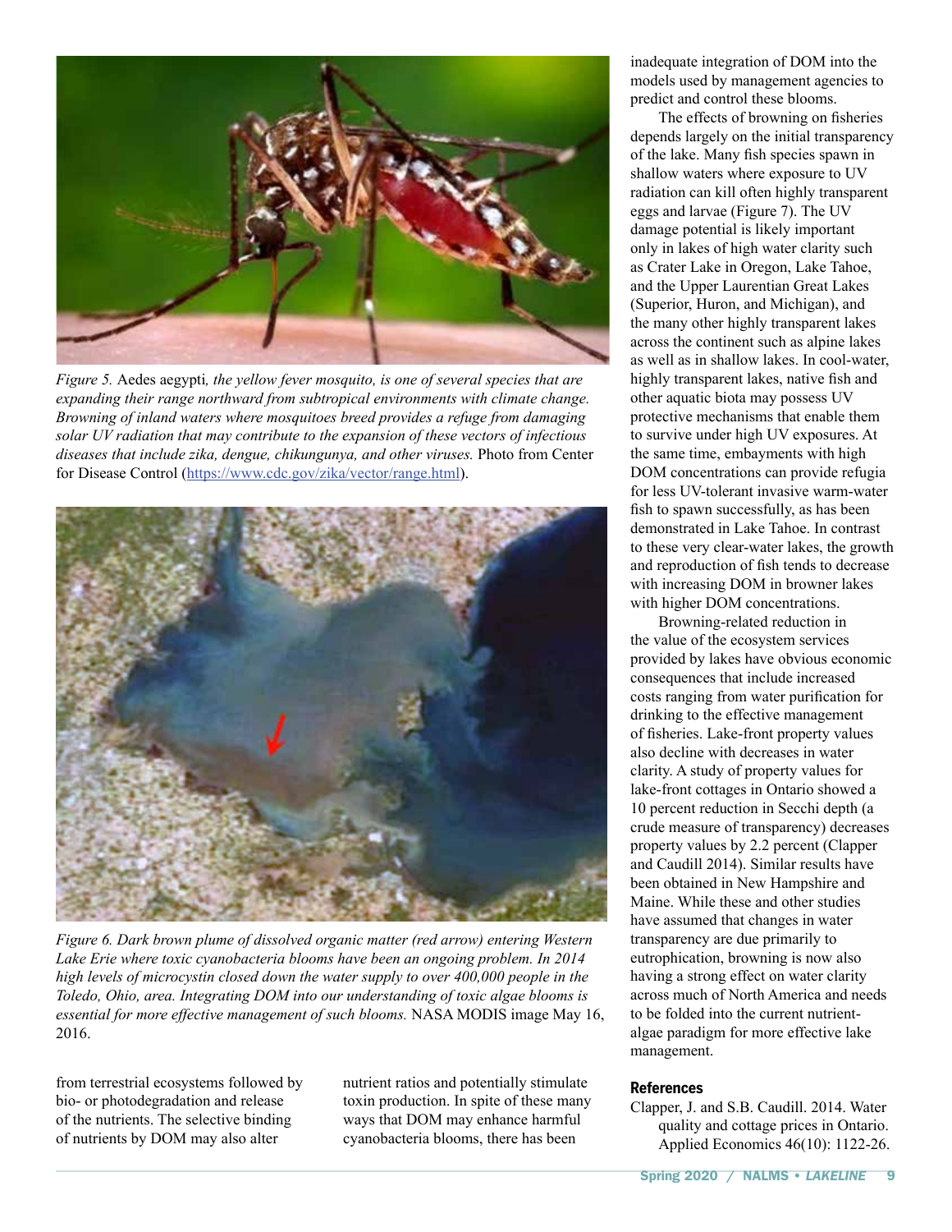*Figure 5.* Aedes aegypti*, the yellow fever mosquito, is one of several species that are expanding their range northward from subtropical environments with climate change. Browning of inland waters where mosquitoes breed provides a refuge from damaging solar UV radiation that may contribute to the expansion of these vectors of infectious diseases that include zika, dengue, chikungunya, and other viruses.* Photo from Center for Disease Control (https://www.cdc.gov/zika/vector/range.html).

*Figure 6. Dark brown plume of dissolved organic matter (red arrow) entering Western Lake Erie where toxic cyanobacteria blooms have been an ongoing problem. In 2014 high levels of microcystin closed down the water supply to over 400,000 people in the Toledo, Ohio, area. Integrating DOM into our understanding of toxic algae blooms is essential for more effective management of such blooms.* NASA MODIS image May 16, 2016.

from terrestrial ecosystems followed by bio- or photodegradation and release of the nutrients. The selective binding of nutrients by DOM may also alter nutrient ratios and potentially stimulate toxin production. In spite of these many ways that DOM may enhance harmful cyanobacteria blooms, there has been inadequate integration of DOM into the models used by management agencies to predict and control these blooms.

The effects of browning on fisheries depends largely on the initial transparency of the lake. Many fish species spawn in shallow waters where exposure to UV radiation can kill often highly transparent eggs and larvae (Figure 7). The UV damage potential is likely important only in lakes of high water clarity such as Crater Lake in Oregon, Lake Tahoe, and the Upper Laurentian Great Lakes (Superior, Huron, and Michigan), and the many other highly transparent lakes across the continent such as alpine lakes as well as in shallow lakes. In cool-water, highly transparent lakes, native fish and other aquatic biota may possess UV protective mechanisms that enable them to survive under high UV exposures. At the same time, embayments with high DOM concentrations can provide refugia for less UV-tolerant invasive warm-water fish to spawn successfully, as has been demonstrated in Lake Tahoe. In contrast to these very clear-water lakes, the growth and reproduction of fish tends to decrease with increasing DOM in browner lakes with higher DOM concentrations.

Browning-related reduction in the value of the ecosystem services provided by lakes have obvious economic consequences that include increased costs ranging from water purification for drinking to the effective management of fisheries. Lake-front property values also decline with decreases in water clarity. A study of property values for lake-front cottages in Ontario showed a 10 percent reduction in Secchi depth (a crude measure of transparency) decreases property values by 2.2 percent (Clapper and Caudill 2014). Similar results have been obtained in New Hampshire and Maine. While these and other studies have assumed that changes in water transparency are due primarily to eutrophication, browning is now also having a strong effect on water clarity across much of North America and needs to be folded into the current nutrient-algae paradigm for more effective lake management.

## References

Clapper, J. and S.B. Caudill. 2014. Water quality and cottage prices in Ontario. Applied Economics 46(10): 1122-26.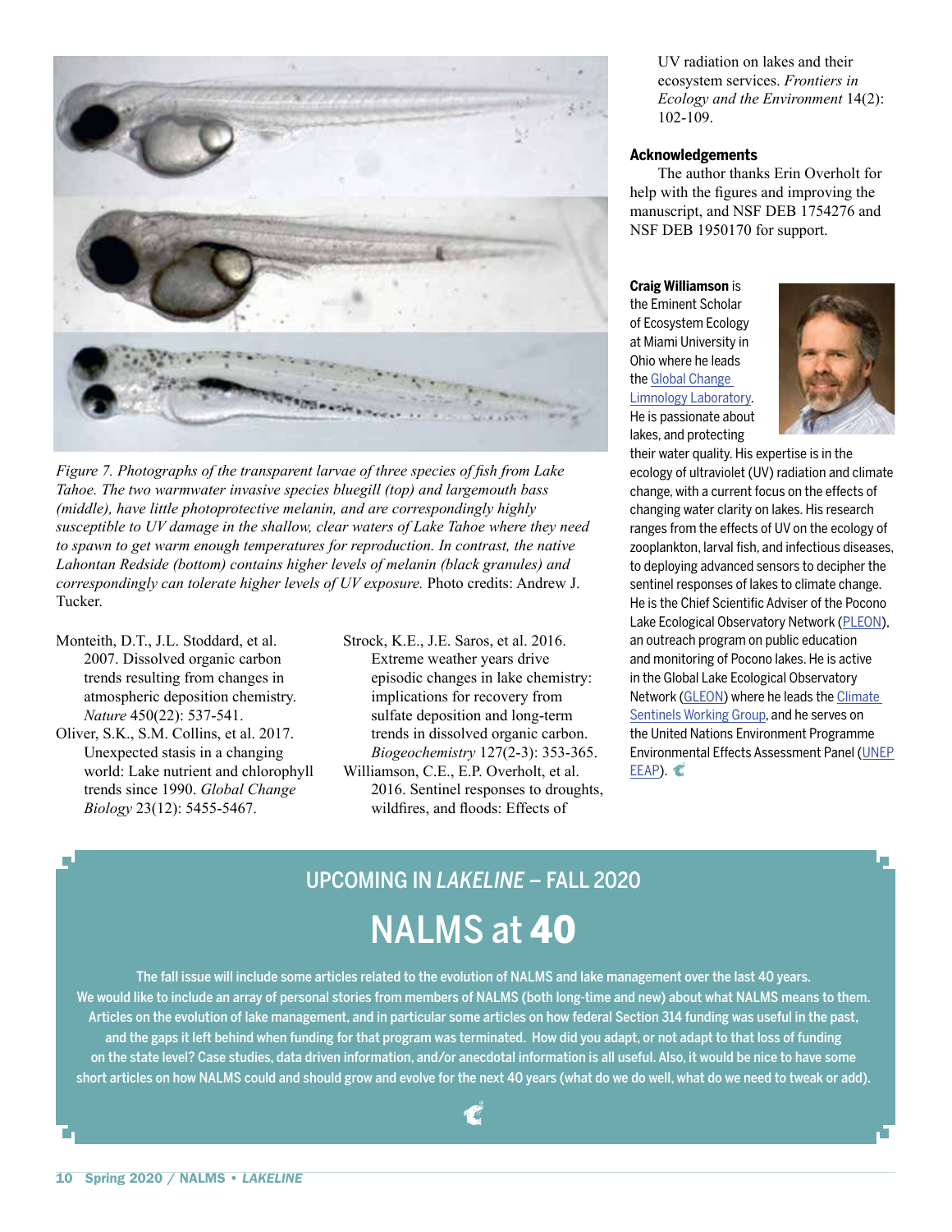*Figure 7. Photographs of the transparent larvae of three species of fish from Lake Tahoe. The two warmwater invasive species bluegill (top) and largemouth bass (middle), have little photoprotective melanin, and are correspondingly highly susceptible to UV damage in the shallow, clear waters of Lake Tahoe where they need to spawn to get warm enough temperatures for reproduction. In contrast, the native Lahontan Redside (bottom) contains higher levels of melanin (black granules) and correspondingly can tolerate higher levels of UV exposure.* Photo credits: Andrew J. Tucker.

Monteith, D.T., J.L. Stoddard, et al. 2007. Dissolved organic carbon trends resulting from changes in atmospheric deposition chemistry. *Nature* 450(22): 537-541.

Oliver, S.K., S.M. Collins, et al. 2017. Unexpected stasis in a changing world: Lake nutrient and chlorophyll trends since 1990. *Global Change Biology* 23(12): 5455-5467.

Strock, K.E., J.E. Saros, et al. 2016. Extreme weather years drive episodic changes in lake chemistry: implications for recovery from sulfate deposition and long-term trends in dissolved organic carbon. *Biogeochemistry* 127(2-3): 353-365.

Williamson, C.E., E.P. Overholt, et al. 2016. Sentinel responses to droughts, wildfires, and floods: Effects of UV radiation on lakes and their ecosystem services. *Frontiers in Ecology and the Environment* 14(2): 102-109.

### Acknowledgements

The author thanks Erin Overholt for help with the figures and improving the manuscript, and NSF DEB 1754276 and NSF DEB 1950170 for support.

**Craig Williamson** is the Eminent Scholar of Ecosystem Ecology at Miami University in Ohio where he leads the Global Change Limnology Laboratory. He is passionate about lakes, and protecting their water quality. His expertise is in the ecology of ultraviolet (UV) radiation and climate change, with a current focus on the effects of changing water clarity on lakes. His research ranges from the effects of UV on the ecology of zooplankton, larval fish, and infectious diseases, to deploying advanced sensors to decipher the sentinel responses of lakes to climate change. He is the Chief Scientific Adviser of the Pocono Lake Ecological Observatory Network (PLEON), an outreach program on public education and monitoring of Pocono lakes. He is active in the Global Lake Ecological Observatory Network (GLEON) where he leads the Climate Sentinels Working Group, and he serves on the United Nations Environment Programme Environmental Effects Assessment Panel (UNEP EEAP).

## UPCOMING IN *LAKELINE* – FALL 2020

# NALMS at 40

The fall issue will include some articles related to the evolution of NALMS and lake management over the last 40 years. We would like to include an array of personal stories from members of NALMS (both long-time and new) about what NALMS means to them. Articles on the evolution of lake management, and in particular some articles on how federal Section 314 funding was useful in the past, and the gaps it left behind when funding for that program was terminated. How did you adapt, or not adapt to that loss of funding on the state level? Case studies, data driven information, and/or anecdotal information is all useful. Also, it would be nice to have some short articles on how NALMS could and should grow and evolve for the next 40 years (what do we do well, what do we need to tweak or add).